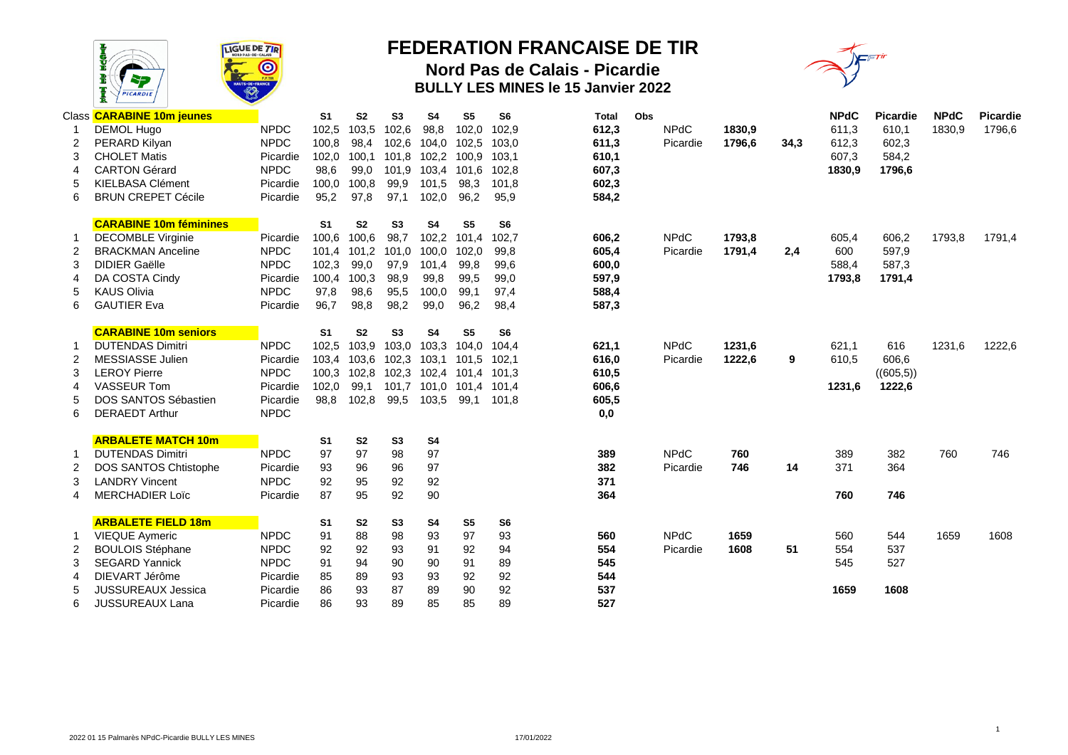# FEDERATION FRANCAISE DE TIR

## Nord Pas de Calais - Picardie

### BULLY LES MINES le 15 Janvier 2022

| Class | CARABINE 10m jeunes | | S1 | S2 | S3 | S4 | S5 | S6 | Total | Obs | | | | NPdC | Picardie | NPdC | Picardie |
|---|---|---|---|---|---|---|---|---|---|---|---|---|---|---|---|---|---|
| 1 | DEMOL Hugo | NPDC | 102,5 | 103,5 | 102,6 | 98,8 | 102,0 | 102,9 | 612,3 | | NPdC | 1830,9 | | 611,3 | 610,1 | 1830,9 | 1796,6 |
| 2 | PERARD Kilyan | NPDC | 100,8 | 98,4 | 102,6 | 104,0 | 102,5 | 103,0 | 611,3 | | Picardie | 1796,6 | 34,3 | 612,3 | 602,3 | | |
| 3 | CHOLET Matis | Picardie | 102,0 | 100,1 | 101,8 | 102,2 | 100,9 | 103,1 | 610,1 | | | | | 607,3 | 584,2 | | |
| 4 | CARTON Gérard | NPDC | 98,6 | 99,0 | 101,9 | 103,4 | 101,6 | 102,8 | 607,3 | | | | | **1830,9** | **1796,6** | | |
| 5 | KIELBASA Clément | Picardie | 100,0 | 100,8 | 99,9 | 101,5 | 98,3 | 101,8 | 602,3 | | | | | | | | |
| 6 | BRUN CREPET Cécile | Picardie | 95,2 | 97,8 | 97,1 | 102,0 | 96,2 | 95,9 | 584,2 | | | | | | | | |

| | CARABINE 10m féminines | | S1 | S2 | S3 | S4 | S5 | S6 | | | | | | | | | |
|---|---|---|---|---|---|---|---|---|---|---|---|---|---|---|---|---|---|
| 1 | DECOMBLE Virginie | Picardie | 100,6 | 100,6 | 98,7 | 102,2 | 101,4 | 102,7 | 606,2 | | NPdC | 1793,8 | | 605,4 | 606,2 | 1793,8 | 1791,4 |
| 2 | BRACKMAN Anceline | NPDC | 101,4 | 101,2 | 101,0 | 100,0 | 102,0 | 99,8 | 605,4 | | Picardie | 1791,4 | 2,4 | 600 | 597,9 | | |
| 3 | DIDIER Gaëlle | NPDC | 102,3 | 99,0 | 97,9 | 101,4 | 99,8 | 99,6 | 600,0 | | | | | 588,4 | 587,3 | | |
| 4 | DA COSTA Cindy | Picardie | 100,4 | 100,3 | 98,9 | 99,8 | 99,5 | 99,0 | 597,9 | | | | | **1793,8** | **1791,4** | | |
| 5 | KAUS Olivia | NPDC | 97,8 | 98,6 | 95,5 | 100,0 | 99,1 | 97,4 | 588,4 | | | | | | | | |
| 6 | GAUTIER Eva | Picardie | 96,7 | 98,8 | 98,2 | 99,0 | 96,2 | 98,4 | 587,3 | | | | | | | | |

| | CARABINE 10m seniors | | S1 | S2 | S3 | S4 | S5 | S6 | | | | | | | | | |
|---|---|---|---|---|---|---|---|---|---|---|---|---|---|---|---|---|---|
| 1 | DUTENDAS Dimitri | NPDC | 102,5 | 103,9 | 103,0 | 103,3 | 104,0 | 104,4 | 621,1 | | NPdC | 1231,6 | | 621,1 | 616 | 1231,6 | 1222,6 |
| 2 | MESSIASSE Julien | Picardie | 103,4 | 103,6 | 102,3 | 103,1 | 101,5 | 102,1 | 616,0 | | Picardie | 1222,6 | 9 | 610,5 | 606,6 | | |
| 3 | LEROY Pierre | NPDC | 100,3 | 102,8 | 102,3 | 102,4 | 101,4 | 101,3 | 610,5 | | | | | | ((605,5)) | | |
| 4 | VASSEUR Tom | Picardie | 102,0 | 99,1 | 101,7 | 101,0 | 101,4 | 101,4 | 606,6 | | | | | **1231,6** | **1222,6** | | |
| 5 | DOS SANTOS Sébastien | Picardie | 98,8 | 102,8 | 99,5 | 103,5 | 99,1 | 101,8 | 605,5 | | | | | | | | |
| 6 | DERAEDT Arthur | NPDC | | | | | | | 0,0 | | | | | | | | |

| | ARBALETE MATCH 10m | | S1 | S2 | S3 | S4 | | | | | | | | | | | |
|---|---|---|---|---|---|---|---|---|---|---|---|---|---|---|---|---|---|
| 1 | DUTENDAS Dimitri | NPDC | 97 | 97 | 98 | 97 | | | 389 | | NPdC | 760 | | 389 | 382 | 760 | 746 |
| 2 | DOS SANTOS Chtistophe | Picardie | 93 | 96 | 96 | 97 | | | 382 | | Picardie | 746 | 14 | 371 | 364 | | |
| 3 | LANDRY Vincent | NPDC | 92 | 95 | 92 | 92 | | | 371 | | | | | | | | |
| 4 | MERCHADIER Loïc | Picardie | 87 | 95 | 92 | 90 | | | 364 | | | | | **760** | **746** | | |

| | ARBALETE FIELD 18m | | S1 | S2 | S3 | S4 | S5 | S6 | | | | | | | | | |
|---|---|---|---|---|---|---|---|---|---|---|---|---|---|---|---|---|---|
| 1 | VIEQUE Aymeric | NPDC | 91 | 88 | 98 | 93 | 97 | 93 | 560 | | NPdC | 1659 | | 560 | 544 | 1659 | 1608 |
| 2 | BOULOIS Stéphane | NPDC | 92 | 92 | 93 | 91 | 92 | 94 | 554 | | Picardie | 1608 | 51 | 554 | 537 | | |
| 3 | SEGARD Yannick | NPDC | 91 | 94 | 90 | 90 | 91 | 89 | 545 | | | | | 545 | 527 | | |
| 4 | DIEVART Jérôme | Picardie | 85 | 89 | 93 | 93 | 92 | 92 | 544 | | | | | | | | |
| 5 | JUSSUREAUX Jessica | Picardie | 86 | 93 | 87 | 89 | 90 | 92 | 537 | | | | | **1659** | **1608** | | |
| 6 | JUSSUREAUX Lana | Picardie | 86 | 93 | 89 | 85 | 85 | 89 | 527 | | | | | | | | |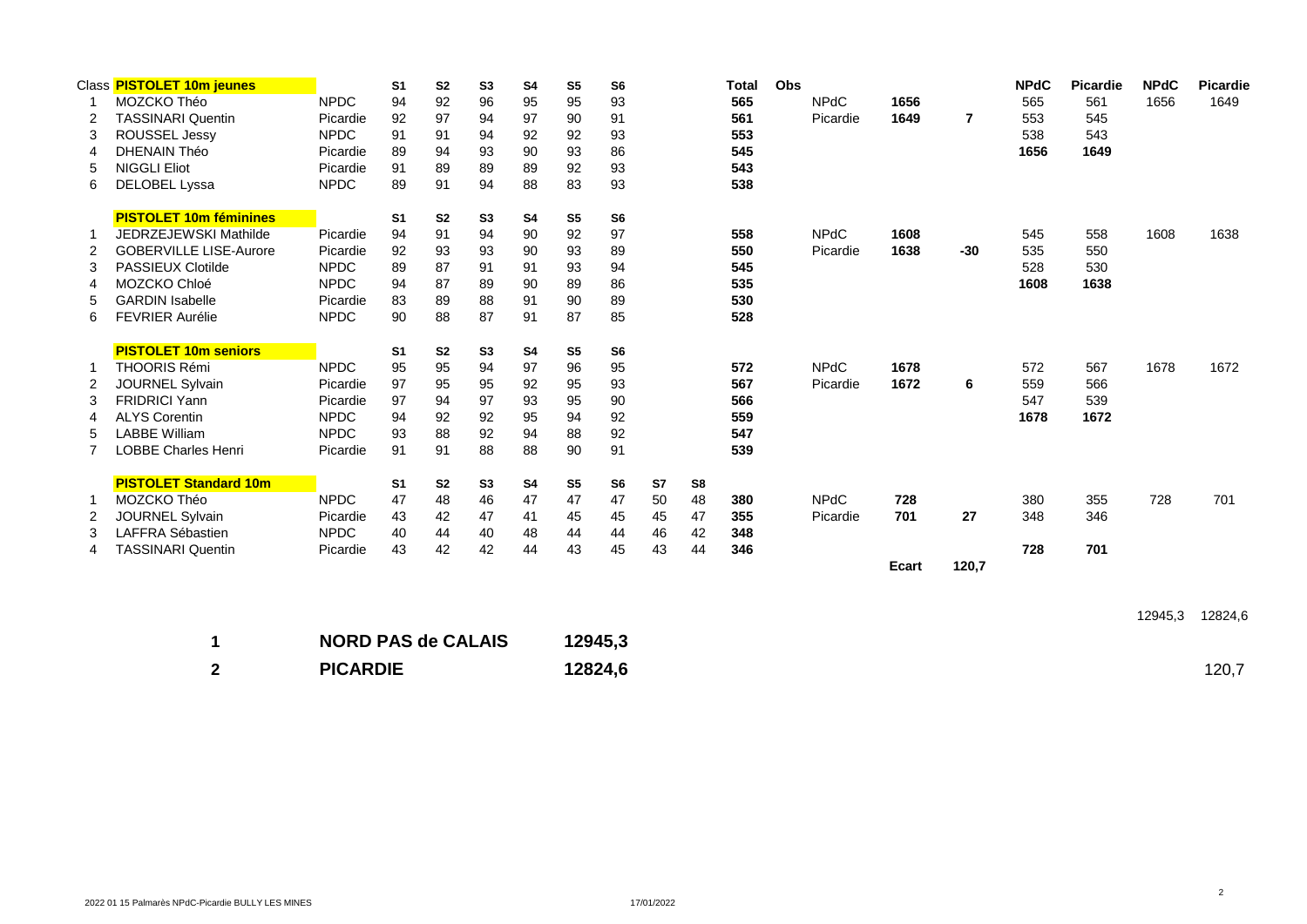| Class | PISTOLET 10m jeunes | | S1 | S2 | S3 | S4 | S5 | S6 | S7 | S8 | Total | Obs | | | | NPdC | Picardie | NPdC | Picardie |
|---|---|---|---|---|---|---|---|---|---|---|---|---|---|---|---|---|---|---|---|
| 1 | MOZCKO Théo | NPDC | 94 | 92 | 96 | 95 | 95 | 93 | | | **565** | | NPdC | **1656** | | 565 | 561 | 1656 | 1649 |
| 2 | TASSINARI Quentin | Picardie | 92 | 97 | 94 | 97 | 90 | 91 | | | **561** | | Picardie | **1649** | **7** | 553 | 545 | | |
| 3 | ROUSSEL Jessy | NPDC | 91 | 91 | 94 | 92 | 92 | 93 | | | **553** | | | | | 538 | 543 | | |
| 4 | DHENAIN Théo | Picardie | 89 | 94 | 93 | 90 | 93 | 86 | | | **545** | | | | | **1656** | **1649** | | |
| 5 | NIGGLI Eliot | Picardie | 91 | 89 | 89 | 89 | 92 | 93 | | | **543** | | | | | | | | |
| 6 | DELOBEL Lyssa | NPDC | 89 | 91 | 94 | 88 | 83 | 93 | | | **538** | | | | | | | | |
| | **PISTOLET 10m féminines** | | S1 | S2 | S3 | S4 | S5 | S6 | | | | | | | | | | | |
| 1 | JEDRZEJEWSKI Mathilde | Picardie | 94 | 91 | 94 | 90 | 92 | 97 | | | **558** | | NPdC | **1608** | | 545 | 558 | 1608 | 1638 |
| 2 | GOBERVILLE LISE-Aurore | Picardie | 92 | 93 | 93 | 90 | 93 | 89 | | | **550** | | Picardie | **1638** | **-30** | 535 | 550 | | |
| 3 | PASSIEUX Clotilde | NPDC | 89 | 87 | 91 | 91 | 93 | 94 | | | **545** | | | | | 528 | 530 | | |
| 4 | MOZCKO Chloé | NPDC | 94 | 87 | 89 | 90 | 89 | 86 | | | **535** | | | | | **1608** | **1638** | | |
| 5 | GARDIN Isabelle | Picardie | 83 | 89 | 88 | 91 | 90 | 89 | | | **530** | | | | | | | | |
| 6 | FEVRIER Aurélie | NPDC | 90 | 88 | 87 | 91 | 87 | 85 | | | **528** | | | | | | | | |
| | **PISTOLET 10m seniors** | | S1 | S2 | S3 | S4 | S5 | S6 | | | | | | | | | | | |
| 1 | THOORIS Rémi | NPDC | 95 | 95 | 94 | 97 | 96 | 95 | | | **572** | | NPdC | **1678** | | 572 | 567 | 1678 | 1672 |
| 2 | JOURNEL Sylvain | Picardie | 97 | 95 | 95 | 92 | 95 | 93 | | | **567** | | Picardie | **1672** | **6** | 559 | 566 | | |
| 3 | FRIDRICI Yann | Picardie | 97 | 94 | 97 | 93 | 95 | 90 | | | **566** | | | | | 547 | 539 | | |
| 4 | ALYS Corentin | NPDC | 94 | 92 | 92 | 95 | 94 | 92 | | | **559** | | | | | **1678** | **1672** | | |
| 5 | LABBE William | NPDC | 93 | 88 | 92 | 94 | 88 | 92 | | | **547** | | | | | | | | |
| 7 | LOBBE Charles Henri | Picardie | 91 | 91 | 88 | 88 | 90 | 91 | | | **539** | | | | | | | | |
| | **PISTOLET Standard 10m** | | S1 | S2 | S3 | S4 | S5 | S6 | S7 | S8 | | | | | | | | | |
| 1 | MOZCKO Théo | NPDC | 47 | 48 | 46 | 47 | 47 | 47 | 50 | 48 | **380** | | NPdC | **728** | | 380 | 355 | 728 | 701 |
| 2 | JOURNEL Sylvain | Picardie | 43 | 42 | 47 | 41 | 45 | 45 | 45 | 47 | **355** | | Picardie | **701** | **27** | 348 | 346 | | |
| 3 | LAFFRA Sébastien | NPDC | 40 | 44 | 40 | 48 | 44 | 44 | 46 | 42 | **348** | | | | | | | | |
| 4 | TASSINARI Quentin | Picardie | 43 | 42 | 42 | 44 | 43 | 45 | 43 | 44 | **346** | | | | | **728** | **701** | | |
| | | | | | | | | | | | | | | **Ecart** | **120,7** | | | | |
| | | | | | | | | | | | | | | | | | | 12945,3 | 12824,6 |

| | | |
|---|---|---|
| **1** | **NORD PAS de CALAIS** | **12945,3** |
| **2** | **PICARDIE** | **12824,6** |

120,7

2022 01 15 Palmarès NPdC-Picardie BULLY LES MINES 17/01/2022